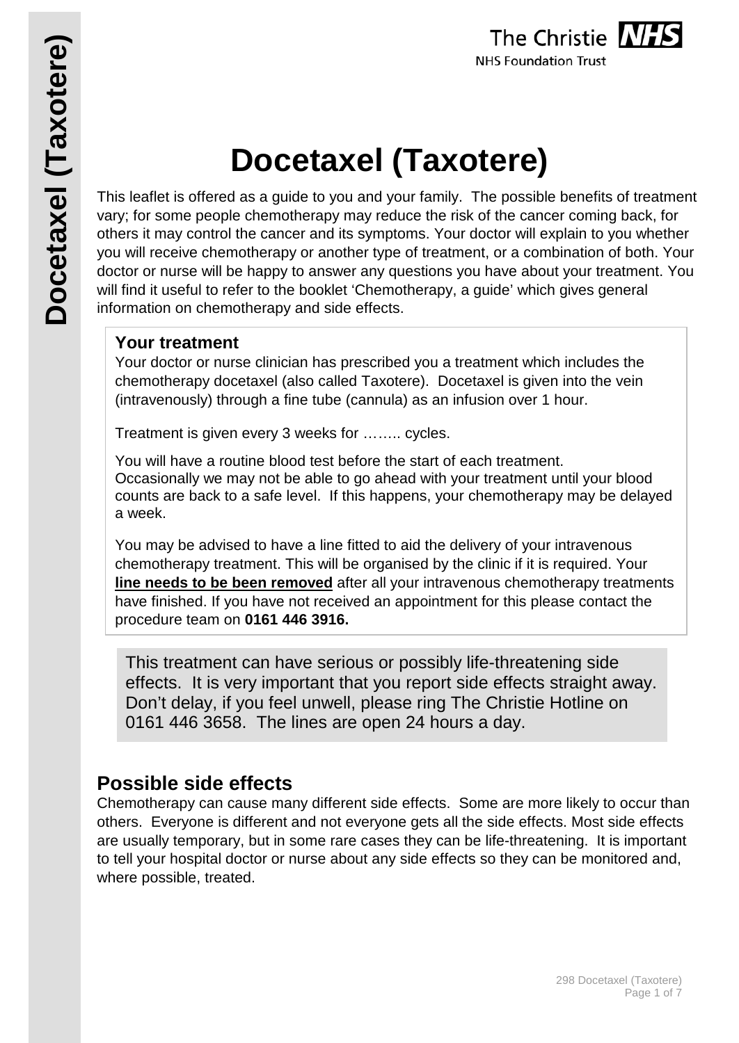# Docetaxel (Taxotere)

This leaflet is offered as a guide to you and your family. The possible benefits of treatment vary; for some people chemotherapy may reduce the risk of the cancer coming back, for others it may control the cancer and its symptoms. Your doctor will explain to you whether you will receive chemotherapy or another type of treatment, or a combination of both. Your doctor or nurse will be happy to answer any questions you have about your treatment. You will find it useful to refer to the booklet 'Chemotherapy, a guide' which gives general information on chemotherapy and side effects.

### Your treatment

Your doctor or nurse clinician has prescribed you a treatment which includes the chemotherapy docetaxel (also called Taxotere). Docetaxel is given into the vein (intravenously) through a fine tube (cannula) as an infusion over 1 hour.

Treatment is given every 3 weeks for …….. cycles.

You will have a routine blood test before the start of each treatment. Occasionally we may not be able to go ahead with your treatment until your blood counts are back to a safe level. If this happens, your chemotherapy may be delayed a week.

You may be advised to have a line fitted to aid the delivery of your intravenous chemotherapy treatment. This will be organised by the clinic if it is required. Your **line needs to be been removed** after all your intravenous chemotherapy treatments have finished. If you have not received an appointment for this please contact the procedure team on **0161 446 3916.**

This treatment can have serious or possibly life-threatening side effects. It is very important that you report side effects straight away. Don't delay, if you feel unwell, please ring The Christie Hotline on 0161 446 3658. The lines are open 24 hours a day.

## Possible side effects

Chemotherapy can cause many different side effects. Some are more likely to occur than others. Everyone is different and not everyone gets all the side effects. Most side effects are usually temporary, but in some rare cases they can be life-threatening. It is important to tell your hospital doctor or nurse about any side effects so they can be monitored and, where possible, treated.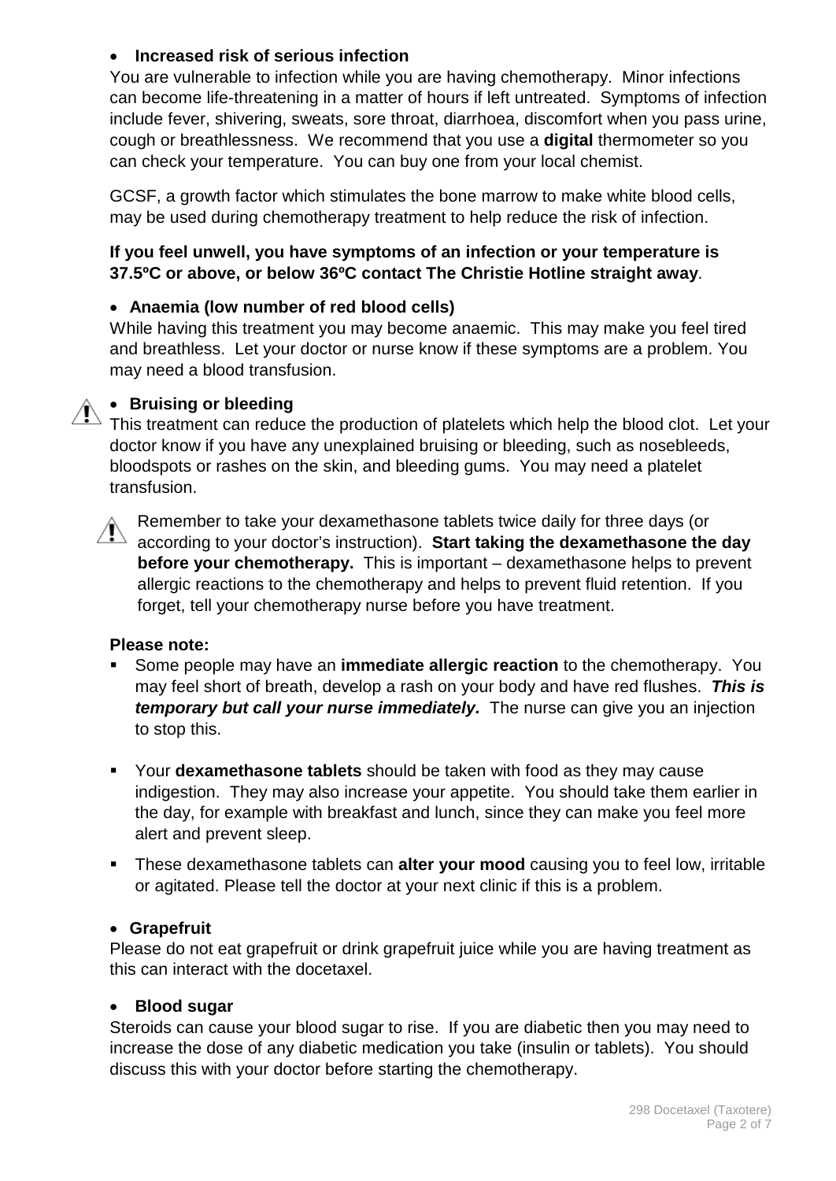- **Increased risk of serious infection**

You are vulnerable to infection while you are having chemotherapy. Minor infections can become life-threatening in a matter of hours if left untreated. Symptoms of infection include fever, shivering, sweats, sore throat, diarrhoea, discomfort when you pass urine, cough or breathlessness. We recommend that you use a **digital** thermometer so you can check your temperature. You can buy one from your local chemist.

GCSF, a growth factor which stimulates the bone marrow to make white blood cells, may be used during chemotherapy treatment to help reduce the risk of infection.

**If you feel unwell, you have symptoms of an infection or your temperature is 37.5ºC or above, or below 36ºC contact The Christie Hotline straight away**.

- **Anaemia (low number of red blood cells)**

While having this treatment you may become anaemic. This may make you feel tired and breathless. Let your doctor or nurse know if these symptoms are a problem. You may need a blood transfusion.

- **Bruising or bleeding**

This treatment can reduce the production of platelets which help the blood clot. Let your doctor know if you have any unexplained bruising or bleeding, such as nosebleeds, bloodspots or rashes on the skin, and bleeding gums. You may need a platelet transfusion.

Remember to take your dexamethasone tablets twice daily for three days (or according to your doctor's instruction). **Start taking the dexamethasone the day before your chemotherapy.** This is important – dexamethasone helps to prevent allergic reactions to the chemotherapy and helps to prevent fluid retention. If you forget, tell your chemotherapy nurse before you have treatment.

**Please note:**

- Some people may have an **immediate allergic reaction** to the chemotherapy. You may feel short of breath, develop a rash on your body and have red flushes. ***This is temporary but call your nurse immediately.*** The nurse can give you an injection to stop this.
- Your **dexamethasone tablets** should be taken with food as they may cause indigestion. They may also increase your appetite. You should take them earlier in the day, for example with breakfast and lunch, since they can make you feel more alert and prevent sleep.
- These dexamethasone tablets can **alter your mood** causing you to feel low, irritable or agitated. Please tell the doctor at your next clinic if this is a problem.

- **Grapefruit**

Please do not eat grapefruit or drink grapefruit juice while you are having treatment as this can interact with the docetaxel.

- **Blood sugar**

Steroids can cause your blood sugar to rise. If you are diabetic then you may need to increase the dose of any diabetic medication you take (insulin or tablets). You should discuss this with your doctor before starting the chemotherapy.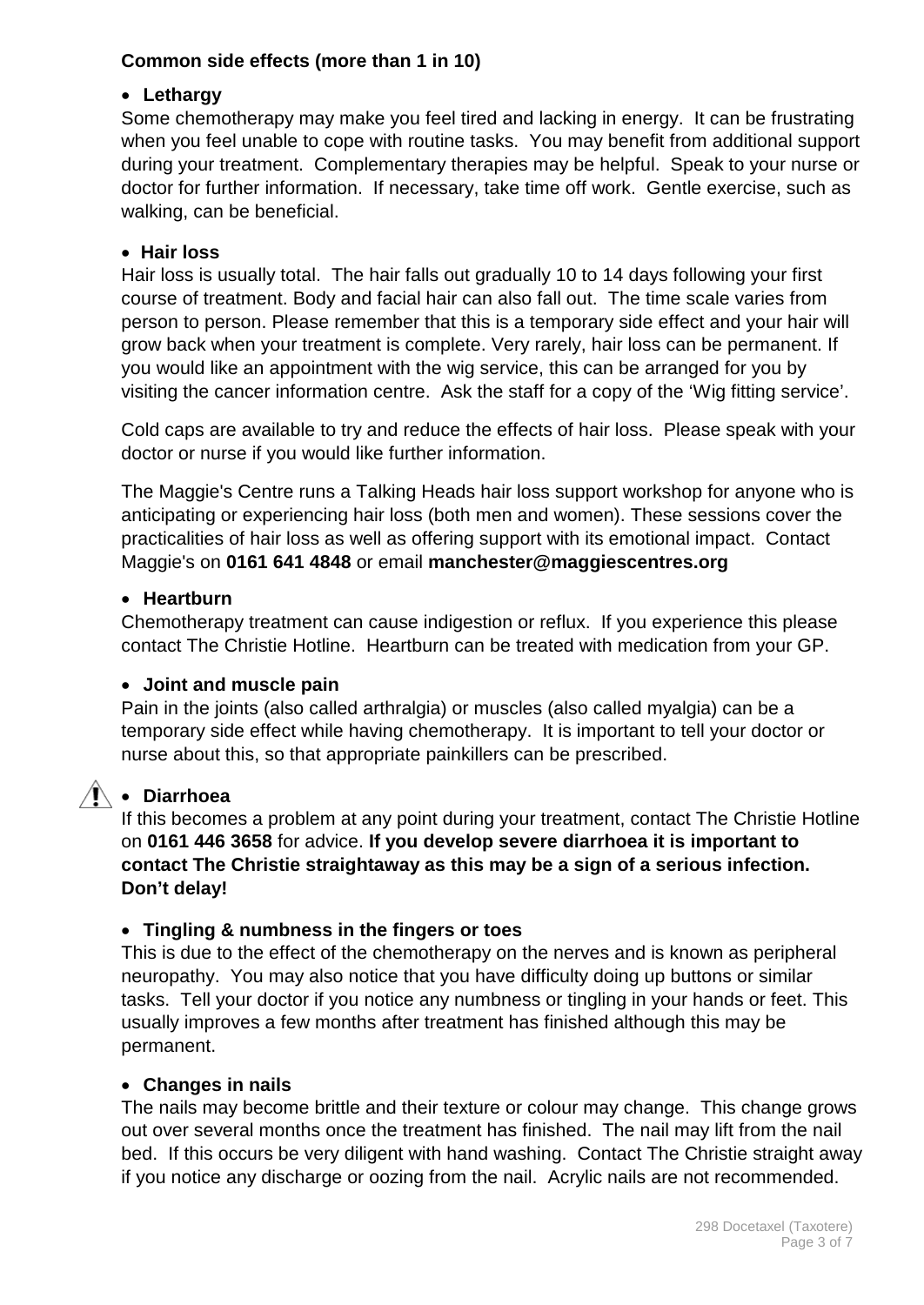**Common side effects (more than 1 in 10)**

- **Lethargy**

Some chemotherapy may make you feel tired and lacking in energy. It can be frustrating when you feel unable to cope with routine tasks. You may benefit from additional support during your treatment. Complementary therapies may be helpful. Speak to your nurse or doctor for further information. If necessary, take time off work. Gentle exercise, such as walking, can be beneficial.

- **Hair loss**

Hair loss is usually total. The hair falls out gradually 10 to 14 days following your first course of treatment. Body and facial hair can also fall out. The time scale varies from person to person. Please remember that this is a temporary side effect and your hair will grow back when your treatment is complete. Very rarely, hair loss can be permanent. If you would like an appointment with the wig service, this can be arranged for you by visiting the cancer information centre. Ask the staff for a copy of the 'Wig fitting service'.

Cold caps are available to try and reduce the effects of hair loss. Please speak with your doctor or nurse if you would like further information.

The Maggie's Centre runs a Talking Heads hair loss support workshop for anyone who is anticipating or experiencing hair loss (both men and women). These sessions cover the practicalities of hair loss as well as offering support with its emotional impact. Contact Maggie's on **0161 641 4848** or email **manchester@maggiescentres.org**

- **Heartburn**

Chemotherapy treatment can cause indigestion or reflux. If you experience this please contact The Christie Hotline. Heartburn can be treated with medication from your GP.

- **Joint and muscle pain**

Pain in the joints (also called arthralgia) or muscles (also called myalgia) can be a temporary side effect while having chemotherapy. It is important to tell your doctor or nurse about this, so that appropriate painkillers can be prescribed.

- ⚠ **Diarrhoea**

If this becomes a problem at any point during your treatment, contact The Christie Hotline on **0161 446 3658** for advice. **If you develop severe diarrhoea it is important to contact The Christie straightaway as this may be a sign of a serious infection. Don't delay!**

- **Tingling & numbness in the fingers or toes**

This is due to the effect of the chemotherapy on the nerves and is known as peripheral neuropathy. You may also notice that you have difficulty doing up buttons or similar tasks. Tell your doctor if you notice any numbness or tingling in your hands or feet. This usually improves a few months after treatment has finished although this may be permanent.

- **Changes in nails**

The nails may become brittle and their texture or colour may change. This change grows out over several months once the treatment has finished. The nail may lift from the nail bed. If this occurs be very diligent with hand washing. Contact The Christie straight away if you notice any discharge or oozing from the nail. Acrylic nails are not recommended.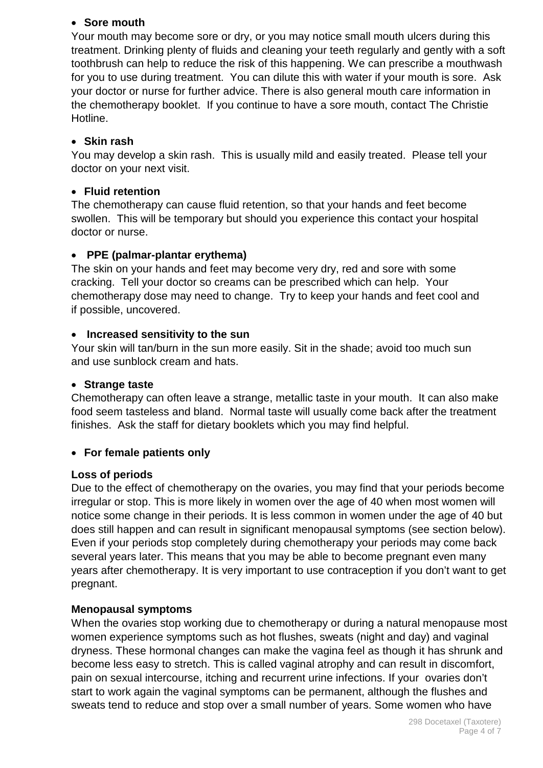- **Sore mouth**

Your mouth may become sore or dry, or you may notice small mouth ulcers during this treatment. Drinking plenty of fluids and cleaning your teeth regularly and gently with a soft toothbrush can help to reduce the risk of this happening. We can prescribe a mouthwash for you to use during treatment. You can dilute this with water if your mouth is sore. Ask your doctor or nurse for further advice. There is also general mouth care information in the chemotherapy booklet. If you continue to have a sore mouth, contact The Christie Hotline.

- **Skin rash**

You may develop a skin rash. This is usually mild and easily treated. Please tell your doctor on your next visit.

- **Fluid retention**

The chemotherapy can cause fluid retention, so that your hands and feet become swollen. This will be temporary but should you experience this contact your hospital doctor or nurse.

- **PPE (palmar-plantar erythema)**

The skin on your hands and feet may become very dry, red and sore with some cracking. Tell your doctor so creams can be prescribed which can help. Your chemotherapy dose may need to change. Try to keep your hands and feet cool and if possible, uncovered.

- **Increased sensitivity to the sun**

Your skin will tan/burn in the sun more easily. Sit in the shade; avoid too much sun and use sunblock cream and hats.

- **Strange taste**

Chemotherapy can often leave a strange, metallic taste in your mouth. It can also make food seem tasteless and bland. Normal taste will usually come back after the treatment finishes. Ask the staff for dietary booklets which you may find helpful.

- **For female patients only**

**Loss of periods**

Due to the effect of chemotherapy on the ovaries, you may find that your periods become irregular or stop. This is more likely in women over the age of 40 when most women will notice some change in their periods. It is less common in women under the age of 40 but does still happen and can result in significant menopausal symptoms (see section below). Even if your periods stop completely during chemotherapy your periods may come back several years later. This means that you may be able to become pregnant even many years after chemotherapy. It is very important to use contraception if you don't want to get pregnant.

**Menopausal symptoms**

When the ovaries stop working due to chemotherapy or during a natural menopause most women experience symptoms such as hot flushes, sweats (night and day) and vaginal dryness. These hormonal changes can make the vagina feel as though it has shrunk and become less easy to stretch. This is called vaginal atrophy and can result in discomfort, pain on sexual intercourse, itching and recurrent urine infections. If your ovaries don't start to work again the vaginal symptoms can be permanent, although the flushes and sweats tend to reduce and stop over a small number of years. Some women who have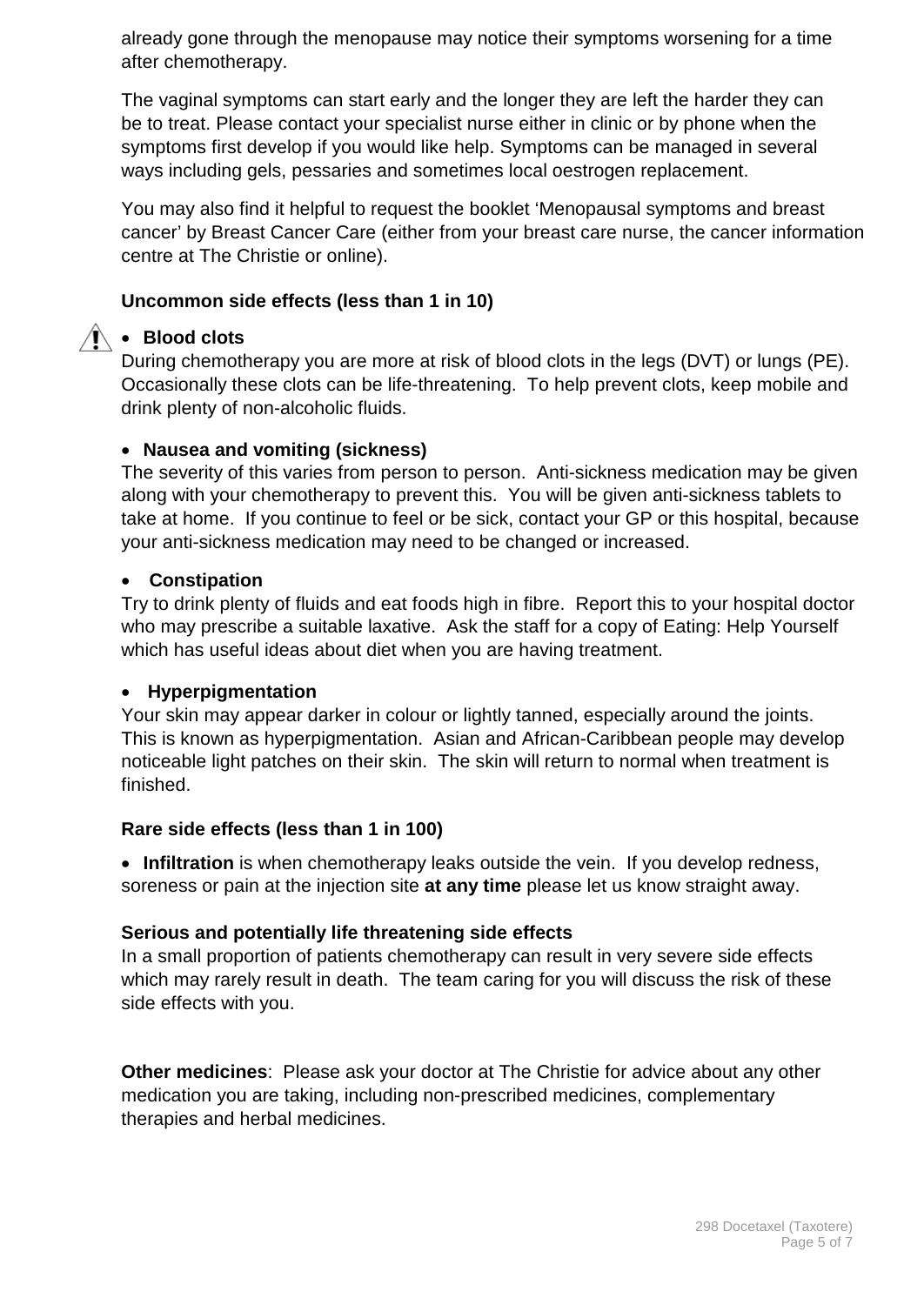already gone through the menopause may notice their symptoms worsening for a time after chemotherapy.

The vaginal symptoms can start early and the longer they are left the harder they can be to treat. Please contact your specialist nurse either in clinic or by phone when the symptoms first develop if you would like help. Symptoms can be managed in several ways including gels, pessaries and sometimes local oestrogen replacement.

You may also find it helpful to request the booklet 'Menopausal symptoms and breast cancer' by Breast Cancer Care (either from your breast care nurse, the cancer information centre at The Christie or online).

### Uncommon side effects (less than 1 in 10)

- **Blood clots**

During chemotherapy you are more at risk of blood clots in the legs (DVT) or lungs (PE). Occasionally these clots can be life-threatening. To help prevent clots, keep mobile and drink plenty of non-alcoholic fluids.

- **Nausea and vomiting (sickness)**

The severity of this varies from person to person. Anti-sickness medication may be given along with your chemotherapy to prevent this. You will be given anti-sickness tablets to take at home. If you continue to feel or be sick, contact your GP or this hospital, because your anti-sickness medication may need to be changed or increased.

- **Constipation**

Try to drink plenty of fluids and eat foods high in fibre. Report this to your hospital doctor who may prescribe a suitable laxative. Ask the staff for a copy of Eating: Help Yourself which has useful ideas about diet when you are having treatment.

- **Hyperpigmentation**

Your skin may appear darker in colour or lightly tanned, especially around the joints. This is known as hyperpigmentation. Asian and African-Caribbean people may develop noticeable light patches on their skin. The skin will return to normal when treatment is finished.

### Rare side effects (less than 1 in 100)

- **Infiltration** is when chemotherapy leaks outside the vein. If you develop redness, soreness or pain at the injection site **at any time** please let us know straight away.

### Serious and potentially life threatening side effects

In a small proportion of patients chemotherapy can result in very severe side effects which may rarely result in death. The team caring for you will discuss the risk of these side effects with you.

**Other medicines**: Please ask your doctor at The Christie for advice about any other medication you are taking, including non-prescribed medicines, complementary therapies and herbal medicines.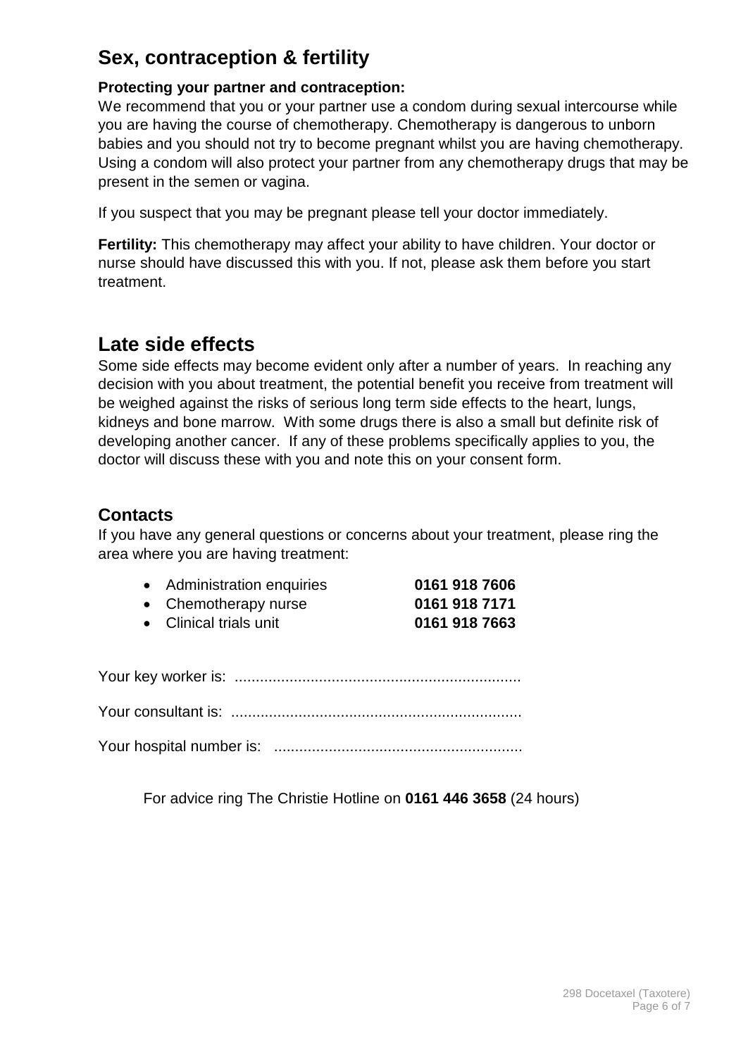## Sex, contraception & fertility

**Protecting your partner and contraception:**
We recommend that you or your partner use a condom during sexual intercourse while you are having the course of chemotherapy. Chemotherapy is dangerous to unborn babies and you should not try to become pregnant whilst you are having chemotherapy. Using a condom will also protect your partner from any chemotherapy drugs that may be present in the semen or vagina.

If you suspect that you may be pregnant please tell your doctor immediately.

**Fertility:** This chemotherapy may affect your ability to have children. Your doctor or nurse should have discussed this with you. If not, please ask them before you start treatment.

## Late side effects

Some side effects may become evident only after a number of years. In reaching any decision with you about treatment, the potential benefit you receive from treatment will be weighed against the risks of serious long term side effects to the heart, lungs, kidneys and bone marrow. With some drugs there is also a small but definite risk of developing another cancer. If any of these problems specifically applies to you, the doctor will discuss these with you and note this on your consent form.

### Contacts

If you have any general questions or concerns about your treatment, please ring the area where you are having treatment:

- Administration enquiries **0161 918 7606**
- Chemotherapy nurse **0161 918 7171**
- Clinical trials unit **0161 918 7663**

Your key worker is: ...................................................................

Your consultant is: ....................................................................

Your hospital number is: ..........................................................

For advice ring The Christie Hotline on **0161 446 3658** (24 hours)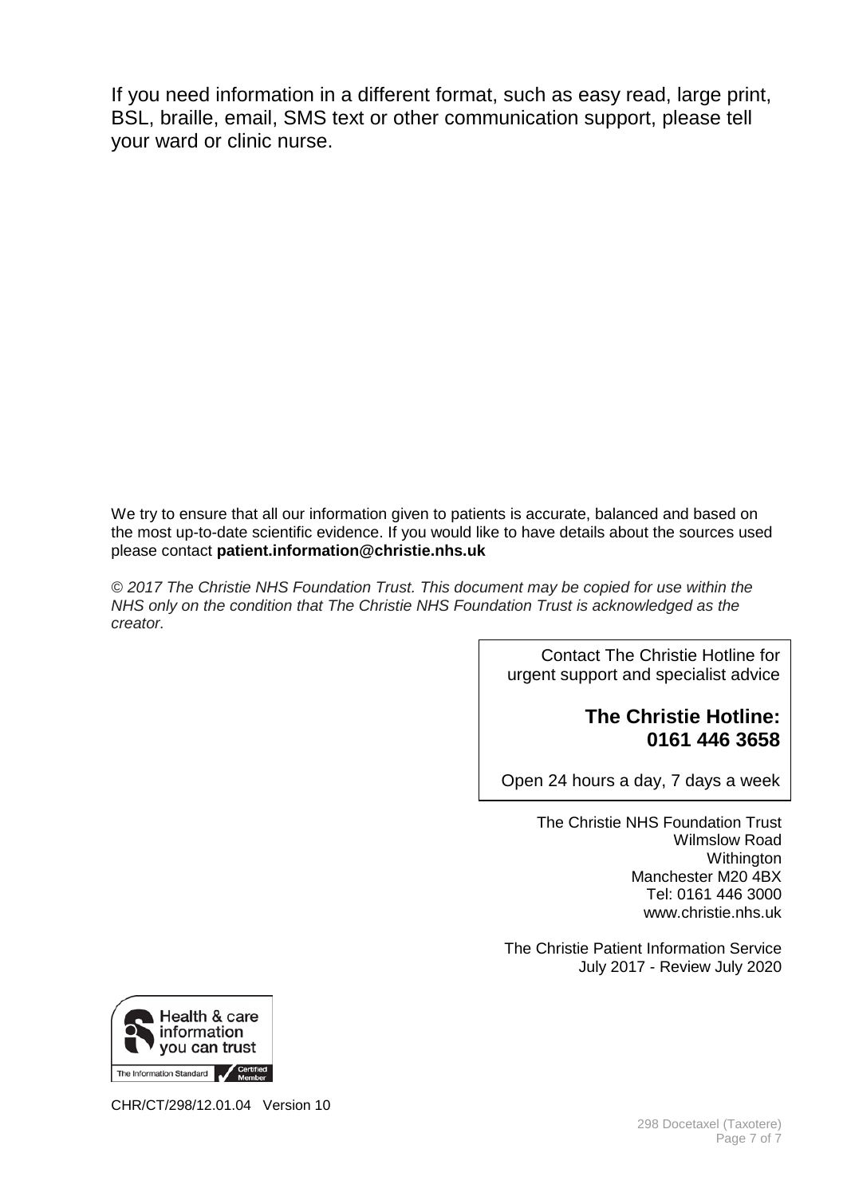If you need information in a different format, such as easy read, large print, BSL, braille, email, SMS text or other communication support, please tell your ward or clinic nurse.

We try to ensure that all our information given to patients is accurate, balanced and based on the most up-to-date scientific evidence. If you would like to have details about the sources used please contact **patient.information@christie.nhs.uk**

*© 2017 The Christie NHS Foundation Trust. This document may be copied for use within the NHS only on the condition that The Christie NHS Foundation Trust is acknowledged as the creator.*

Contact The Christie Hotline for urgent support and specialist advice

**The Christie Hotline: 0161 446 3658**

Open 24 hours a day, 7 days a week

The Christie NHS Foundation Trust
Wilmslow Road
Withington
Manchester M20 4BX
Tel: 0161 446 3000
www.christie.nhs.uk

The Christie Patient Information Service
July 2017 - Review July 2020

Health & care information you can trust
The Information Standard Certified Member

CHR/CT/298/12.01.04 Version 10

298 Docetaxel (Taxotere)